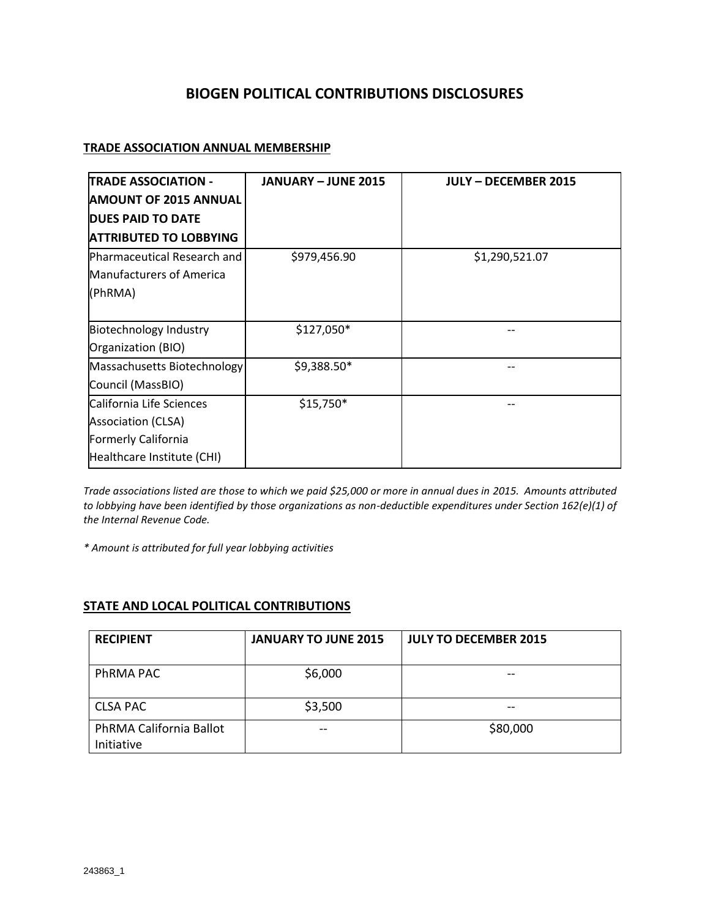# BIOGEN POLITICAL CONTRIBUTIONS DISCLOSURES

## TRADE ASSOCIATION ANNUAL MEMBERSHIP

| TRADE ASSOCIATION - AMOUNT OF 2015 ANNUAL DUES PAID TO DATE ATTRIBUTED TO LOBBYING | JANUARY – JUNE 2015 | JULY – DECEMBER 2015 |
|---|---|---|
| Pharmaceutical Research and Manufacturers of America (PhRMA) | $979,456.90 | $1,290,521.07 |
| Biotechnology Industry Organization (BIO) | $127,050* | -- |
| Massachusetts Biotechnology Council (MassBIO) | $9,388.50* | -- |
| California Life Sciences Association (CLSA) Formerly California Healthcare Institute (CHI) | $15,750* | -- |

*Trade associations listed are those to which we paid $25,000 or more in annual dues in 2015. Amounts attributed to lobbying have been identified by those organizations as non-deductible expenditures under Section 162(e)(1) of the Internal Revenue Code.*

*\* Amount is attributed for full year lobbying activities*

## STATE AND LOCAL POLITICAL CONTRIBUTIONS

| RECIPIENT | JANUARY TO JUNE 2015 | JULY TO DECEMBER 2015 |
|---|---|---|
| PhRMA PAC | $6,000 | -- |
| CLSA PAC | $3,500 | -- |
| PhRMA California Ballot Initiative | -- | $80,000 |

243863_1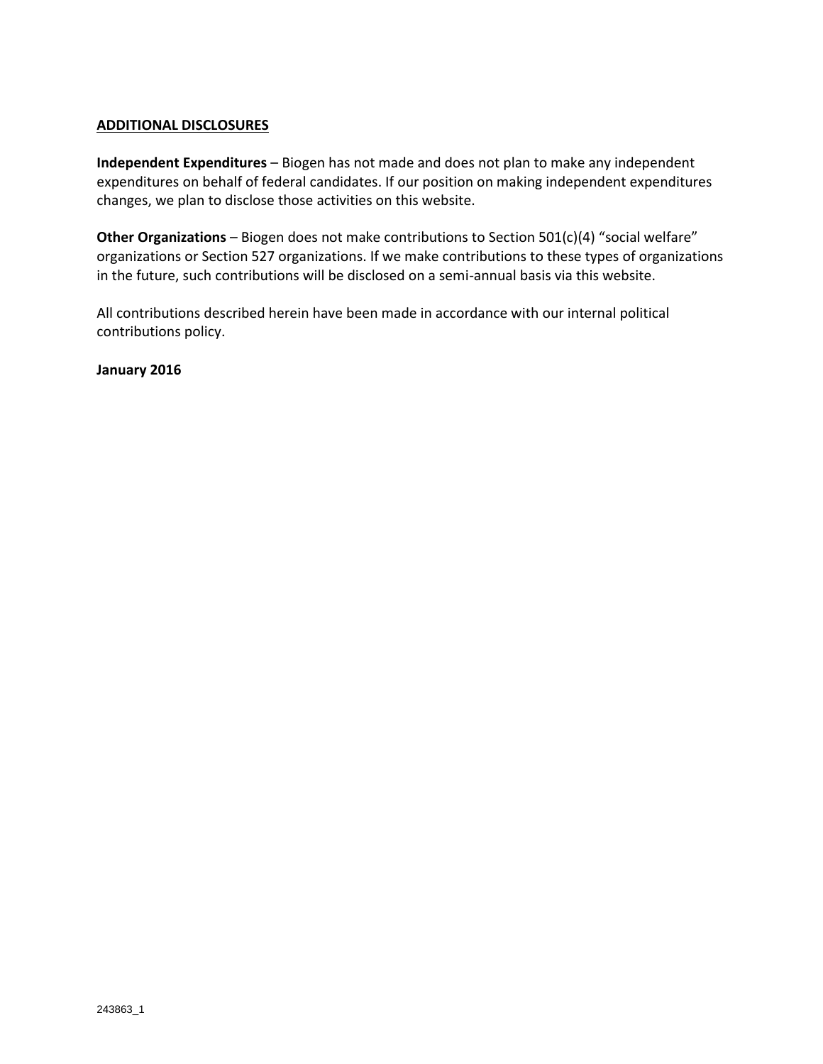## ADDITIONAL DISCLOSURES

**Independent Expenditures** – Biogen has not made and does not plan to make any independent expenditures on behalf of federal candidates. If our position on making independent expenditures changes, we plan to disclose those activities on this website.

**Other Organizations** – Biogen does not make contributions to Section 501(c)(4) "social welfare" organizations or Section 527 organizations. If we make contributions to these types of organizations in the future, such contributions will be disclosed on a semi-annual basis via this website.

All contributions described herein have been made in accordance with our internal political contributions policy.

**January 2016**

243863_1